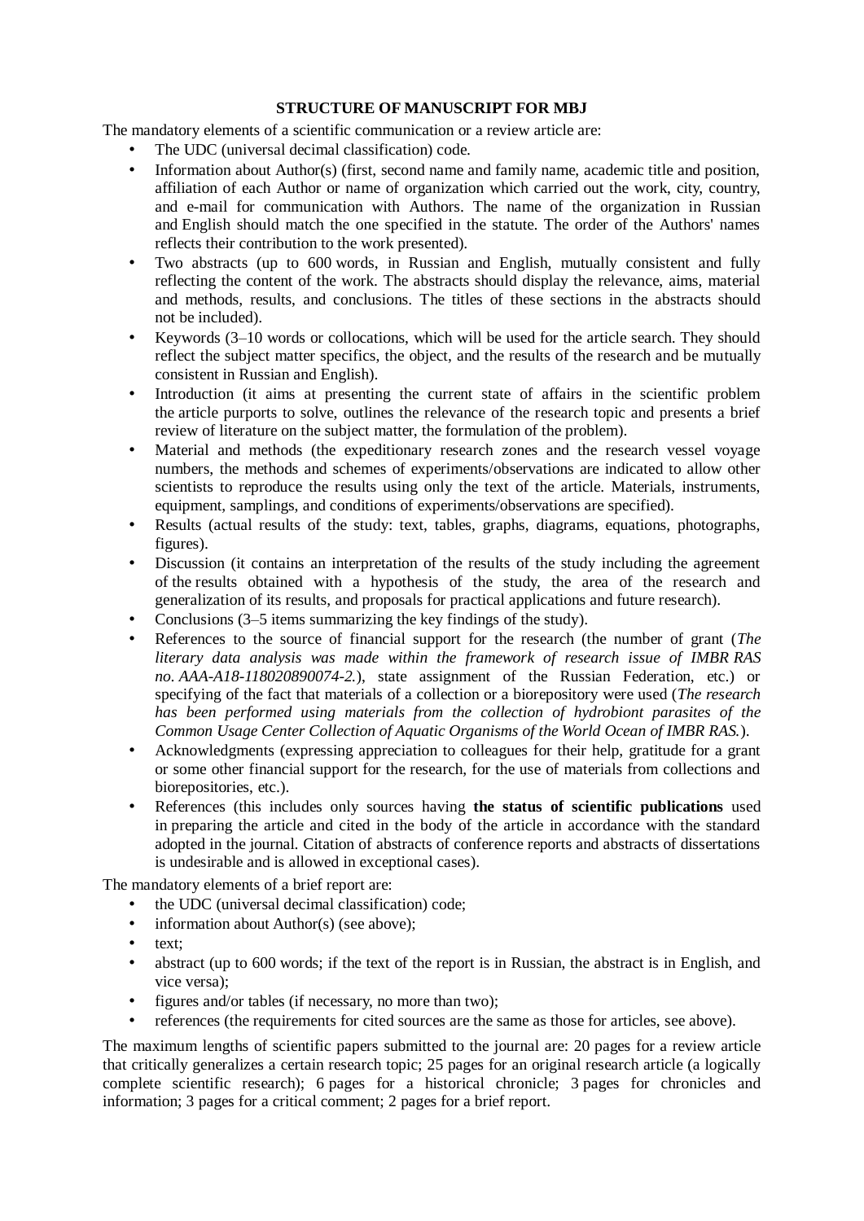# STRUCTURE OF MANUSCRIPT FOR MBJ

The mandatory elements of a scientific communication or a review article are:

- The UDC (universal decimal classification) code.
- Information about Author(s) (first, second name and family name, academic title and position, affiliation of each Author or name of organization which carried out the work, city, country, and e-mail for communication with Authors. The name of the organization in Russian and English should match the one specified in the statute. The order of the Authors' names reflects their contribution to the work presented).
- Two abstracts (up to 600 words, in Russian and English, mutually consistent and fully reflecting the content of the work. The abstracts should display the relevance, aims, material and methods, results, and conclusions. The titles of these sections in the abstracts should not be included).
- Keywords (3–10 words or collocations, which will be used for the article search. They should reflect the subject matter specifics, the object, and the results of the research and be mutually consistent in Russian and English).
- Introduction (it aims at presenting the current state of affairs in the scientific problem the article purports to solve, outlines the relevance of the research topic and presents a brief review of literature on the subject matter, the formulation of the problem).
- Material and methods (the expeditionary research zones and the research vessel voyage numbers, the methods and schemes of experiments/observations are indicated to allow other scientists to reproduce the results using only the text of the article. Materials, instruments, equipment, samplings, and conditions of experiments/observations are specified).
- Results (actual results of the study: text, tables, graphs, diagrams, equations, photographs, figures).
- Discussion (it contains an interpretation of the results of the study including the agreement of the results obtained with a hypothesis of the study, the area of the research and generalization of its results, and proposals for practical applications and future research).
- Conclusions (3–5 items summarizing the key findings of the study).
- References to the source of financial support for the research (the number of grant (*The literary data analysis was made within the framework of research issue of IMBR RAS no. AAA-A18-118020890074-2.*), state assignment of the Russian Federation, etc.) or specifying of the fact that materials of a collection or a biorepository were used (*The research has been performed using materials from the collection of hydrobiont parasites of the Common Usage Center Collection of Aquatic Organisms of the World Ocean of IMBR RAS.*).
- Acknowledgments (expressing appreciation to colleagues for their help, gratitude for a grant or some other financial support for the research, for the use of materials from collections and biorepositories, etc.).
- References (this includes only sources having **the status of scientific publications** used in preparing the article and cited in the body of the article in accordance with the standard adopted in the journal. Citation of abstracts of conference reports and abstracts of dissertations is undesirable and is allowed in exceptional cases).

The mandatory elements of a brief report are:

- the UDC (universal decimal classification) code;
- information about Author(s) (see above);
- text;
- abstract (up to 600 words; if the text of the report is in Russian, the abstract is in English, and vice versa);
- figures and/or tables (if necessary, no more than two);
- references (the requirements for cited sources are the same as those for articles, see above).

The maximum lengths of scientific papers submitted to the journal are: 20 pages for a review article that critically generalizes a certain research topic; 25 pages for an original research article (a logically complete scientific research); 6 pages for a historical chronicle; 3 pages for chronicles and information; 3 pages for a critical comment; 2 pages for a brief report.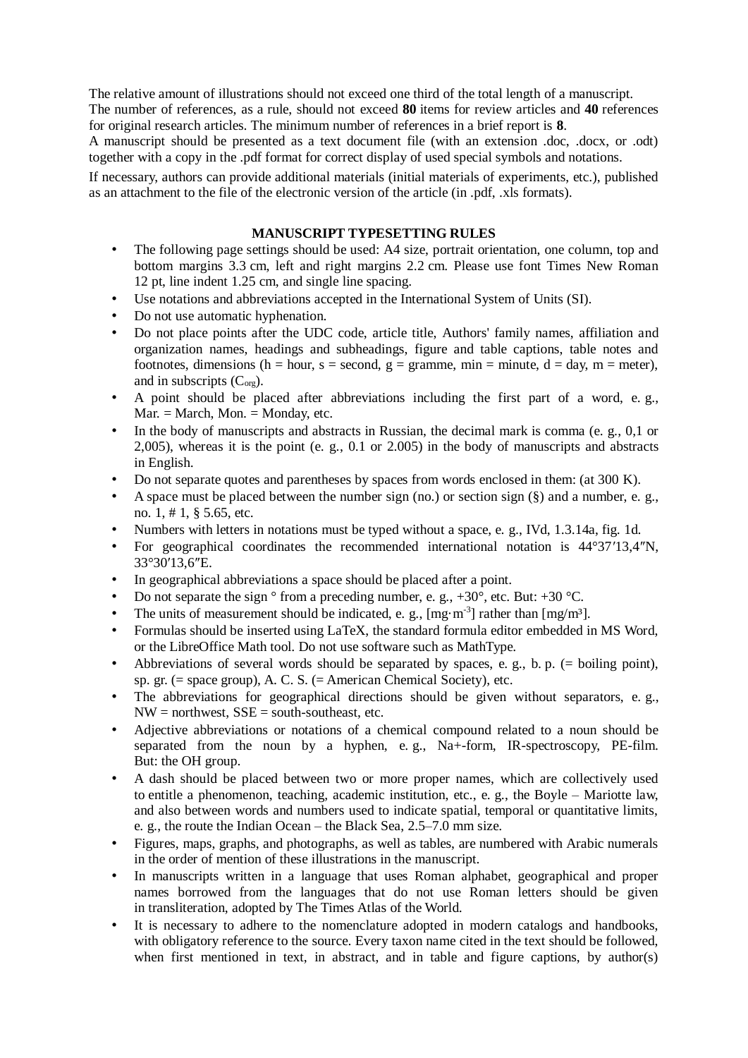The relative amount of illustrations should not exceed one third of the total length of a manuscript.

The number of references, as a rule, should not exceed **80** items for review articles and **40** references for original research articles. The minimum number of references in a brief report is **8**.

A manuscript should be presented as a text document file (with an extension .doc, .docx, or .odt) together with a copy in the .pdf format for correct display of used special symbols and notations.

If necessary, authors can provide additional materials (initial materials of experiments, etc.), published as an attachment to the file of the electronic version of the article (in .pdf, .xls formats).

## MANUSCRIPT TYPESETTING RULES

- The following page settings should be used: A4 size, portrait orientation, one column, top and bottom margins 3.3 cm, left and right margins 2.2 cm. Please use font Times New Roman 12 pt, line indent 1.25 cm, and single line spacing.
- Use notations and abbreviations accepted in the International System of Units (SI).
- Do not use automatic hyphenation.
- Do not place points after the UDC code, article title, Authors' family names, affiliation and organization names, headings and subheadings, figure and table captions, table notes and footnotes, dimensions (h = hour, s = second, g = gramme, min = minute, d = day, m = meter), and in subscripts ($C_{org}$).
- A point should be placed after abbreviations including the first part of a word, e. g., Mar. = March, Mon. = Monday, etc.
- In the body of manuscripts and abstracts in Russian, the decimal mark is comma (e. g., 0,1 or 2,005), whereas it is the point (e. g., 0.1 or 2.005) in the body of manuscripts and abstracts in English.
- Do not separate quotes and parentheses by spaces from words enclosed in them: (at 300 K).
- A space must be placed between the number sign (no.) or section sign (§) and a number, e. g., no. 1, # 1, § 5.65, etc.
- Numbers with letters in notations must be typed without a space, e. g., IVd, 1.3.14a, fig. 1d.
- For geographical coordinates the recommended international notation is 44°37′13,4″N, 33°30′13,6″E.
- In geographical abbreviations a space should be placed after a point.
- Do not separate the sign ° from a preceding number, e. g., +30°, etc. But: +30 °C.
- The units of measurement should be indicated, e. g., [$mg \cdot m^{-3}$] rather than [$mg/m^3$].
- Formulas should be inserted using LaTeX, the standard formula editor embedded in MS Word, or the LibreOffice Math tool. Do not use software such as MathType.
- Abbreviations of several words should be separated by spaces, e. g., b. p. (= boiling point), sp. gr. (= space group), A. C. S. (= American Chemical Society), etc.
- The abbreviations for geographical directions should be given without separators, e. g., NW = northwest, SSE = south-southeast, etc.
- Adjective abbreviations or notations of a chemical compound related to a noun should be separated from the noun by a hyphen, e. g., Na+-form, IR-spectroscopy, PE-film. But: the OH group.
- A dash should be placed between two or more proper names, which are collectively used to entitle a phenomenon, teaching, academic institution, etc., e. g., the Boyle – Mariotte law, and also between words and numbers used to indicate spatial, temporal or quantitative limits, e. g., the route the Indian Ocean – the Black Sea, 2.5–7.0 mm size.
- Figures, maps, graphs, and photographs, as well as tables, are numbered with Arabic numerals in the order of mention of these illustrations in the manuscript.
- In manuscripts written in a language that uses Roman alphabet, geographical and proper names borrowed from the languages that do not use Roman letters should be given in transliteration, adopted by The Times Atlas of the World.
- It is necessary to adhere to the nomenclature adopted in modern catalogs and handbooks, with obligatory reference to the source. Every taxon name cited in the text should be followed, when first mentioned in text, in abstract, and in table and figure captions, by author(s)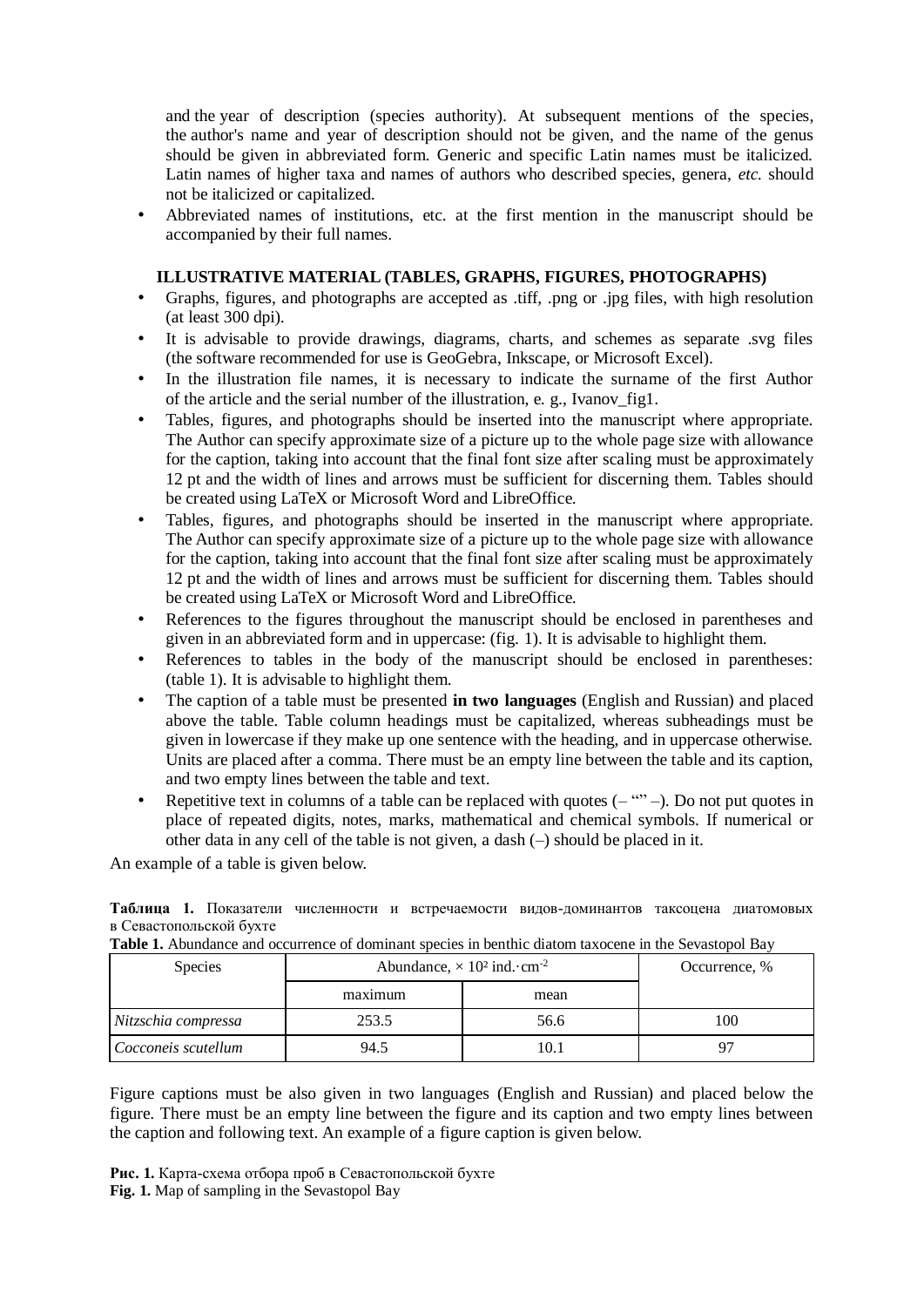and the year of description (species authority). At subsequent mentions of the species, the author's name and year of description should not be given, and the name of the genus should be given in abbreviated form. Generic and specific Latin names must be italicized. Latin names of higher taxa and names of authors who described species, genera, *etc.* should not be italicized or capitalized.

- Abbreviated names of institutions, etc. at the first mention in the manuscript should be accompanied by their full names.

### ILLUSTRATIVE MATERIAL (TABLES, GRAPHS, FIGURES, PHOTOGRAPHS)

- Graphs, figures, and photographs are accepted as .tiff, .png or .jpg files, with high resolution (at least 300 dpi).
- It is advisable to provide drawings, diagrams, charts, and schemes as separate .svg files (the software recommended for use is GeoGebra, Inkscape, or Microsoft Excel).
- In the illustration file names, it is necessary to indicate the surname of the first Author of the article and the serial number of the illustration, e. g., Ivanov_fig1.
- Tables, figures, and photographs should be inserted into the manuscript where appropriate. The Author can specify approximate size of a picture up to the whole page size with allowance for the caption, taking into account that the final font size after scaling must be approximately 12 pt and the width of lines and arrows must be sufficient for discerning them. Tables should be created using LaTeX or Microsoft Word and LibreOffice.
- Tables, figures, and photographs should be inserted in the manuscript where appropriate. The Author can specify approximate size of a picture up to the whole page size with allowance for the caption, taking into account that the final font size after scaling must be approximately 12 pt and the width of lines and arrows must be sufficient for discerning them. Tables should be created using LaTeX or Microsoft Word and LibreOffice.
- References to the figures throughout the manuscript should be enclosed in parentheses and given in an abbreviated form and in uppercase: (fig. 1). It is advisable to highlight them.
- References to tables in the body of the manuscript should be enclosed in parentheses: (table 1). It is advisable to highlight them.
- The caption of a table must be presented **in two languages** (English and Russian) and placed above the table. Table column headings must be capitalized, whereas subheadings must be given in lowercase if they make up one sentence with the heading, and in uppercase otherwise. Units are placed after a comma. There must be an empty line between the table and its caption, and two empty lines between the table and text.
- Repetitive text in columns of a table can be replaced with quotes (– “” –). Do not put quotes in place of repeated digits, notes, marks, mathematical and chemical symbols. If numerical or other data in any cell of the table is not given, a dash (–) should be placed in it.

An example of a table is given below.

**Таблица 1.** Показатели численности и встречаемости видов-доминантов таксоцена диатомовых в Севастопольской бухте
**Table 1.** Abundance and occurrence of dominant species in benthic diatom taxocene in the Sevastopol Bay

| Species | Abundance, $\times 10^2$ ind.$\cdot$cm$^{-2}$ | | Occurrence, % |
|---|---|---|---|
| | maximum | mean | |
| *Nitzschia compressa* | 253.5 | 56.6 | 100 |
| *Cocconeis scutellum* | 94.5 | 10.1 | 97 |

Figure captions must be also given in two languages (English and Russian) and placed below the figure. There must be an empty line between the figure and its caption and two empty lines between the caption and following text. An example of a figure caption is given below.

**Рис. 1.** Карта-схема отбора проб в Севастопольской бухте
**Fig. 1.** Map of sampling in the Sevastopol Bay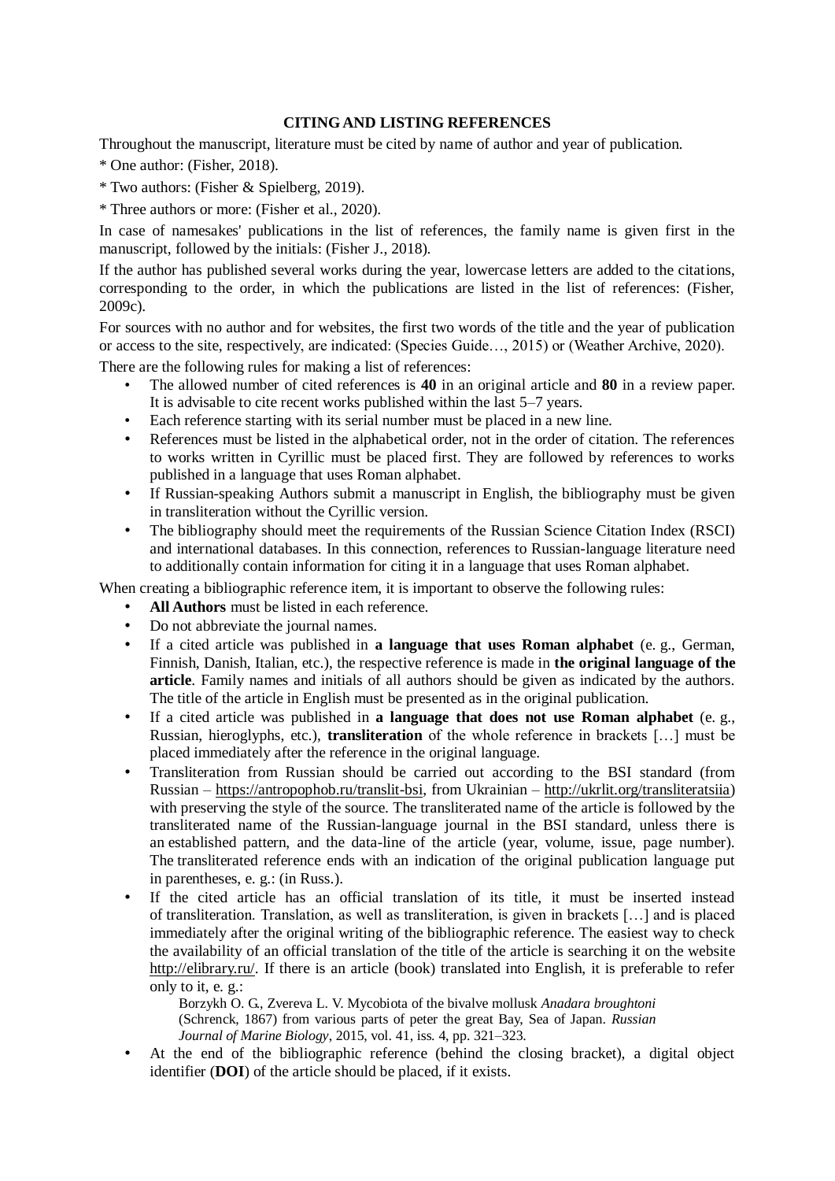## CITING AND LISTING REFERENCES

Throughout the manuscript, literature must be cited by name of author and year of publication.

* One author: (Fisher, 2018).

* Two authors: (Fisher & Spielberg, 2019).

* Three authors or more: (Fisher et al., 2020).

In case of namesakes' publications in the list of references, the family name is given first in the manuscript, followed by the initials: (Fisher J., 2018).

If the author has published several works during the year, lowercase letters are added to the citations, corresponding to the order, in which the publications are listed in the list of references: (Fisher, 2009c).

For sources with no author and for websites, the first two words of the title and the year of publication or access to the site, respectively, are indicated: (Species Guide…, 2015) or (Weather Archive, 2020).

There are the following rules for making a list of references:

- The allowed number of cited references is **40** in an original article and **80** in a review paper. It is advisable to cite recent works published within the last 5–7 years.
- Each reference starting with its serial number must be placed in a new line.
- References must be listed in the alphabetical order, not in the order of citation. The references to works written in Cyrillic must be placed first. They are followed by references to works published in a language that uses Roman alphabet.
- If Russian-speaking Authors submit a manuscript in English, the bibliography must be given in transliteration without the Cyrillic version.
- The bibliography should meet the requirements of the Russian Science Citation Index (RSCI) and international databases. In this connection, references to Russian-language literature need to additionally contain information for citing it in a language that uses Roman alphabet.

When creating a bibliographic reference item, it is important to observe the following rules:

- **All Authors** must be listed in each reference.
- Do not abbreviate the journal names.
- If a cited article was published in **a language that uses Roman alphabet** (e. g., German, Finnish, Danish, Italian, etc.), the respective reference is made in **the original language of the article**. Family names and initials of all authors should be given as indicated by the authors. The title of the article in English must be presented as in the original publication.
- If a cited article was published in **a language that does not use Roman alphabet** (e. g., Russian, hieroglyphs, etc.), **transliteration** of the whole reference in brackets […] must be placed immediately after the reference in the original language.
- Transliteration from Russian should be carried out according to the BSI standard (from Russian – https://antropophob.ru/translit-bsi, from Ukrainian – http://ukrlit.org/transliteratsiia) with preserving the style of the source. The transliterated name of the article is followed by the transliterated name of the Russian-language journal in the BSI standard, unless there is an established pattern, and the data-line of the article (year, volume, issue, page number). The transliterated reference ends with an indication of the original publication language put in parentheses, e. g.: (in Russ.).
- If the cited article has an official translation of its title, it must be inserted instead of transliteration. Translation, as well as transliteration, is given in brackets […] and is placed immediately after the original writing of the bibliographic reference. The easiest way to check the availability of an official translation of the title of the article is searching it on the website http://elibrary.ru/. If there is an article (book) translated into English, it is preferable to refer only to it, e. g.:

  Borzykh O. G., Zvereva L. V. Mycobiota of the bivalve mollusk *Anadara broughtoni* (Schrenck, 1867) from various parts of peter the great Bay, Sea of Japan. *Russian Journal of Marine Biology*, 2015, vol. 41, iss. 4, pp. 321–323.

- At the end of the bibliographic reference (behind the closing bracket), a digital object identifier (**DOI**) of the article should be placed, if it exists.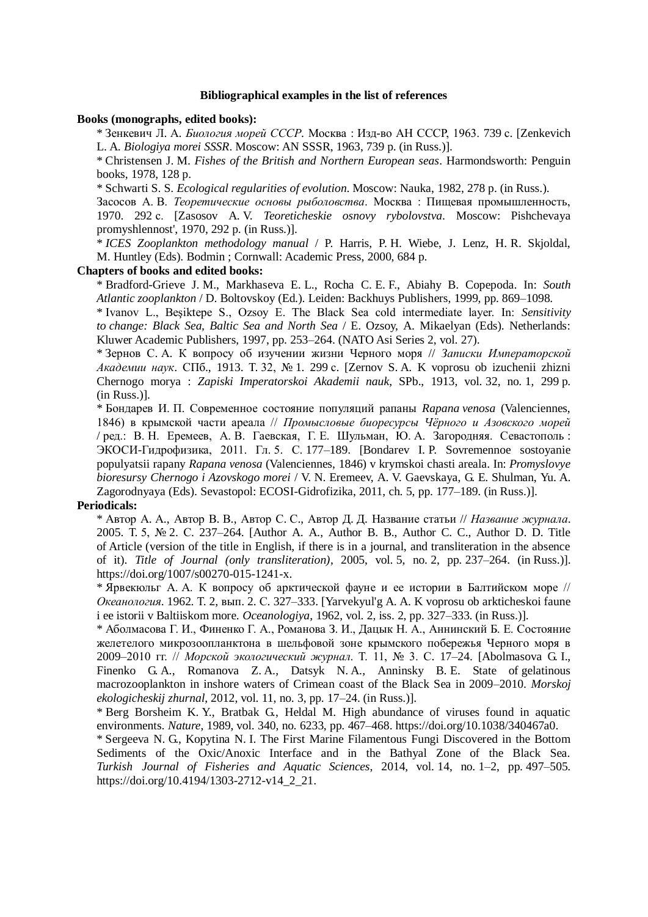**Bibliographical examples in the list of references**

**Books (monographs, edited books):**

* Зенкевич Л. А. *Биология морей СССР*. Москва : Изд-во АН СССР, 1963. 739 с. [Zenkevich L. A. *Biologiya morei SSSR*. Moscow: AN SSSR, 1963, 739 p. (in Russ.)].

* Christensen J. M. *Fishes of the British and Northern European seas*. Harmondsworth: Penguin books, 1978, 128 p.

* Schwarti S. S. *Ecological regularities of evolution*. Moscow: Nauka, 1982, 278 p. (in Russ.).

Засосов А. В. *Теоретические основы рыболовства*. Москва : Пищевая промышленность, 1970. 292 с. [Zasosov A. V. *Teoreticheskie osnovy rybolovstva*. Moscow: Pishchevaya promyshlennost', 1970, 292 p. (in Russ.)].

* *ICES Zooplankton methodology manual* / P. Harris, P. H. Wiebe, J. Lenz, H. R. Skjoldal, M. Huntley (Eds). Bodmin ; Cornwall: Academic Press, 2000, 684 p.

**Chapters of books and edited books:**

* Bradford-Grieve J. M., Markhaseva E. L., Rocha C. E. F., Abiahy B. Copepoda. In: *South Atlantic zooplankton* / D. Boltovskoy (Ed.). Leiden: Backhuys Publishers, 1999, pp. 869–1098.

* Ivanov L., Beşiktepe S., Ozsoy E. The Black Sea cold intermediate layer. In: *Sensitivity to change: Black Sea, Baltic Sea and North Sea* / E. Ozsoy, A. Mikaelyan (Eds). Netherlands: Kluwer Academic Publishers, 1997, pp. 253–264. (NATO Asi Series 2, vol. 27).

* Зернов С. А. К вопросу об изучении жизни Черного моря // *Записки Императорской Академии наук*. СПб., 1913. Т. 32, № 1. 299 с. [Zernov S. A. K voprosu ob izuchenii zhizni Chernogo morya : *Zapiski Imperatorskoi Akademii nauk*, SPb., 1913, vol. 32, no. 1, 299 p. (in Russ.)].

* Бондарев И. П. Современное состояние популяций рапаны *Rapana venosa* (Valenciennes, 1846) в крымской части ареала // *Промысловые биоресурсы Чёрного и Азовского морей* / ред.: В. Н. Еремеев, А. В. Гаевская, Г. Е. Шульман, Ю. А. Загороднят. Севастополь : ЭКОСИ-Гидрофизика, 2011. Гл. 5. С. 177–189. [Bondarev I. P. Sovremennoe sostoyanie populyatsii rapany *Rapana venosa* (Valenciennes, 1846) v krymskoi chasti areala. In: *Promyslovye bioresursy Chernogo i Azovskogo morei* / V. N. Eremeev, A. V. Gaevskaya, G. E. Shulman, Yu. A. Zagorodnyaya (Eds). Sevastopol: ECOSI-Gidrofizika, 2011, ch. 5, pp. 177–189. (in Russ.)].

**Periodicals:**

* Автор А. А., Автор В. В., Автор С. С., Автор Д. Д. Название статьи // *Название журнала*. 2005. Т. 5, № 2. С. 237–264. [Author A. A., Author B. B., Author C. C., Author D. D. Title of Article (version of the title in English, if there is in a journal, and transliteration in the absence of it). *Title of Journal (only transliteration)*, 2005, vol. 5, no. 2, pp. 237–264. (in Russ.)]. https://doi.org/1007/s00270-015-1241-x.

* Ярвекюльг А. А. К вопросу об арктической фауне и ее истории в Балтийском море // *Океанология*. 1962. Т. 2, вып. 2. С. 327–333. [Yarvekyul'g A. A. K voprosu ob arkticheskoi faune i ee istorii v Baltiiskom more. *Oceanologiya*, 1962, vol. 2, iss. 2, pp. 327–333. (in Russ.)].

* Аболмасова Г. И., Финенко Г. А., Романова З. И., Дацык Н. А., Аннинский Б. Е. Состояние желетелого микрозоопланктона в шельфовой зоне крымского побережья Черного моря в 2009–2010 гг. // *Морской экологический журнал*. Т. 11, № 3. С. 17–24. [Abolmasova G. I., Finenko G. A., Romanova Z. A., Datsyk N. A., Anninsky B. E. State of gelatinous macrozooplankton in inshore waters of Crimean coast of the Black Sea in 2009–2010. *Morskoj ekologicheskij zhurnal*, 2012, vol. 11, no. 3, pp. 17–24. (in Russ.)].

* Berg Borsheim K. Y., Bratbak G., Heldal M. High abundance of viruses found in aquatic environments. *Nature*, 1989, vol. 340, no. 6233, pp. 467–468. https://doi.org/10.1038/340467a0.

* Sergeeva N. G., Kopytina N. I. The First Marine Filamentous Fungi Discovered in the Bottom Sediments of the Oxic/Anoxic Interface and in the Bathyal Zone of the Black Sea. *Turkish Journal of Fisheries and Aquatic Sciences*, 2014, vol. 14, no. 1–2, pp. 497–505. https://doi.org/10.4194/1303-2712-v14_2_21.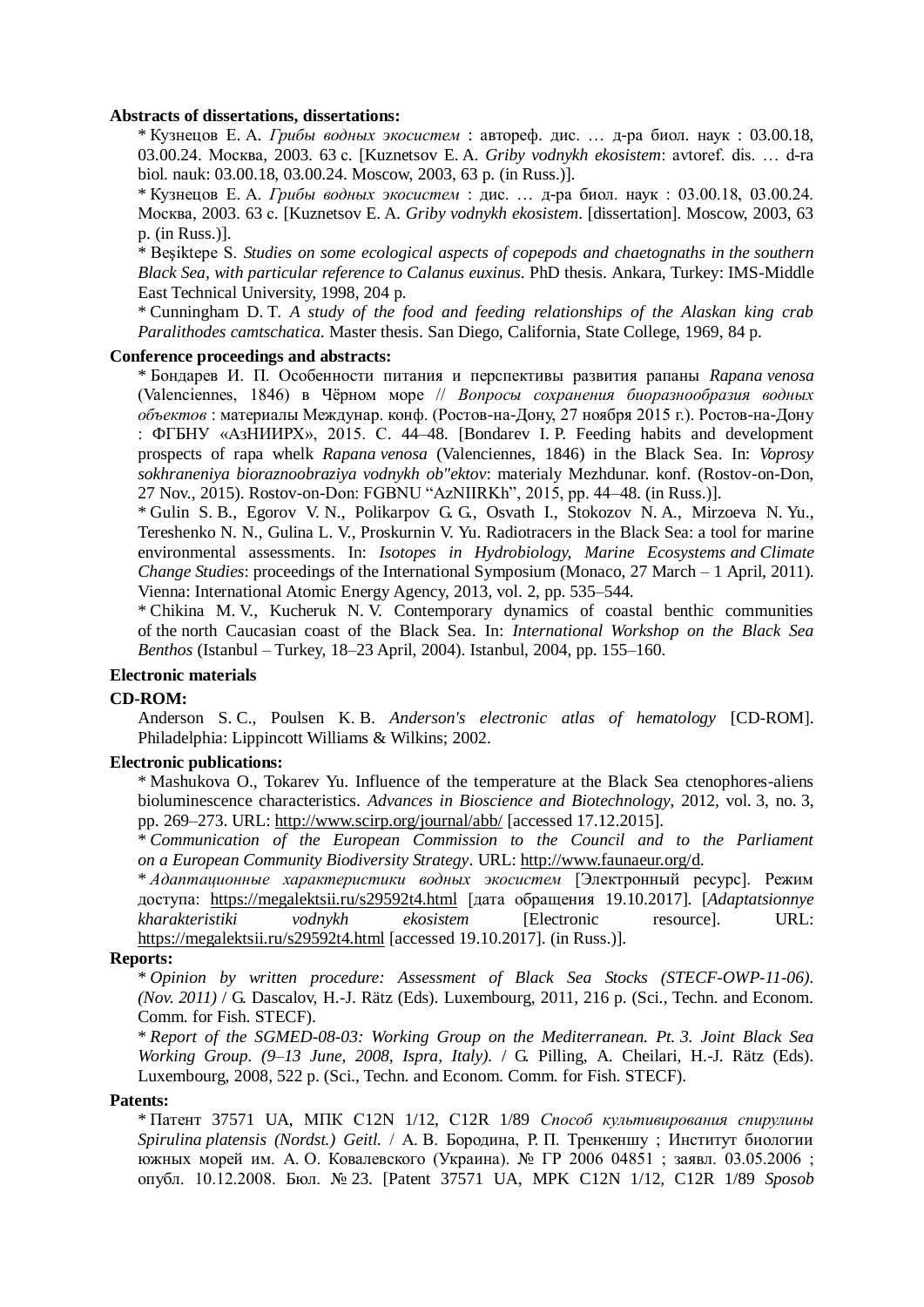**Abstracts of dissertations, dissertations:**

* Кузнецов Е. А. *Грибы водных экосистем* : автореф. дис. … д-ра биол. наук : 03.00.18, 03.00.24. Москва, 2003. 63 с. [Kuznetsov E. A. *Griby vodnykh ekosistem*: avtoref. dis. … d-ra biol. nauk: 03.00.18, 03.00.24. Moscow, 2003, 63 p. (in Russ.)].

* Кузнецов Е. А. *Грибы водных экосистем* : дис. … д-ра биол. наук : 03.00.18, 03.00.24. Москва, 2003. 63 с. [Kuznetsov E. A. *Griby vodnykh ekosistem*. [dissertation]. Moscow, 2003, 63 p. (in Russ.)].

* Beşiktepe S. *Studies on some ecological aspects of copepods and chaetognaths in the southern Black Sea, with particular reference to Calanus euxinus*. PhD thesis. Ankara, Turkey: IMS-Middle East Technical University, 1998, 204 p.

* Cunningham D. T. *A study of the food and feeding relationships of the Alaskan king crab Paralithodes camtschatica*. Master thesis. San Diego, California, State College, 1969, 84 p.

**Conference proceedings and abstracts:**

* Бондарев И. П. Особенности питания и перспективы развития рапаны *Rapana venosa* (Valenciennes, 1846) в Чёрном море // *Вопросы сохранения биоразнообразия водных объектов* : материалы Междунар. конф. (Ростов-на-Дону, 27 ноября 2015 г.). Ростов-на-Дону : ФГБНУ «АзНИИРХ», 2015. С. 44–48. [Bondarev I. P. Feeding habits and development prospects of rapa whelk *Rapana venosa* (Valenciennes, 1846) in the Black Sea. In: *Voprosy sokhraneniya bioraznoobraziya vodnykh ob"ektov*: materialy Mezhdunar. konf. (Rostov-on-Don, 27 Nov., 2015). Rostov-on-Don: FGBNU "AzNIIRKh", 2015, pp. 44–48. (in Russ.)].

* Gulin S. B., Egorov V. N., Polikarpov G. G., Osvath I., Stokozov N. A., Mirzoeva N. Yu., Tereshenko N. N., Gulina L. V., Proskurnin V. Yu. Radiotracers in the Black Sea: a tool for marine environmental assessments. In: *Isotopes in Hydrobiology, Marine Ecosystems and Climate Change Studies*: proceedings of the International Symposium (Monaco, 27 March – 1 April, 2011). Vienna: International Atomic Energy Agency, 2013, vol. 2, pp. 535–544.

* Chikina M. V., Kucheruk N. V. Contemporary dynamics of coastal benthic communities of the north Caucasian coast of the Black Sea. In: *International Workshop on the Black Sea Benthos* (Istanbul – Turkey, 18–23 April, 2004). Istanbul, 2004, pp. 155–160.

**Electronic materials**

**CD-ROM:**

Anderson S. C., Poulsen K. B. *Anderson's electronic atlas of hematology* [CD-ROM]. Philadelphia: Lippincott Williams & Wilkins; 2002.

**Electronic publications:**

* Mashukova O., Tokarev Yu. Influence of the temperature at the Black Sea ctenophores-aliens bioluminescence characteristics. *Advances in Bioscience and Biotechnology*, 2012, vol. 3, no. 3, pp. 269–273. URL: http://www.scirp.org/journal/abb/ [accessed 17.12.2015].

* *Communication of the European Commission to the Council and to the Parliament on a European Community Biodiversity Strategy*. URL: http://www.faunaeur.org/d.

* *Адаптационные характеристики водных экосистем* [Электронный ресурс]. Режим доступа: https://megalektsii.ru/s29592t4.html [дата обращения 19.10.2017]. [*Adaptatsionnye kharakteristiki vodnykh ekosistem* [Electronic resource]. URL: https://megalektsii.ru/s29592t4.html [accessed 19.10.2017]. (in Russ.)].

**Reports:**

* *Opinion by written procedure: Assessment of Black Sea Stocks (STECF-OWP-11-06). (Nov. 2011)* / G. Dascalov, H.-J. Rätz (Eds). Luxembourg, 2011, 216 p. (Sci., Techn. and Econom. Comm. for Fish. STECF).

* *Report of the SGMED-08-03: Working Group on the Mediterranean. Pt. 3. Joint Black Sea Working Group. (9–13 June, 2008, Ispra, Italy).* / G. Pilling, A. Cheilari, H.-J. Rätz (Eds). Luxembourg, 2008, 522 p. (Sci., Techn. and Econom. Comm. for Fish. STECF).

**Patents:**

* Патент 37571 UA, МПК C12N 1/12, C12R 1/89 *Способ культивирования спирулины Spirulina platensis (Nordst.) Geitl.* / А. В. Бородина, Р. П. Тренкеншу ; Институт биологии южных морей им. А. О. Ковалевского (Украина). № ГР 2006 04851 ; заявл. 03.05.2006 ; опубл. 10.12.2008. Бюл. № 23. [Patent 37571 UA, MPK C12N 1/12, C12R 1/89 *Sposob*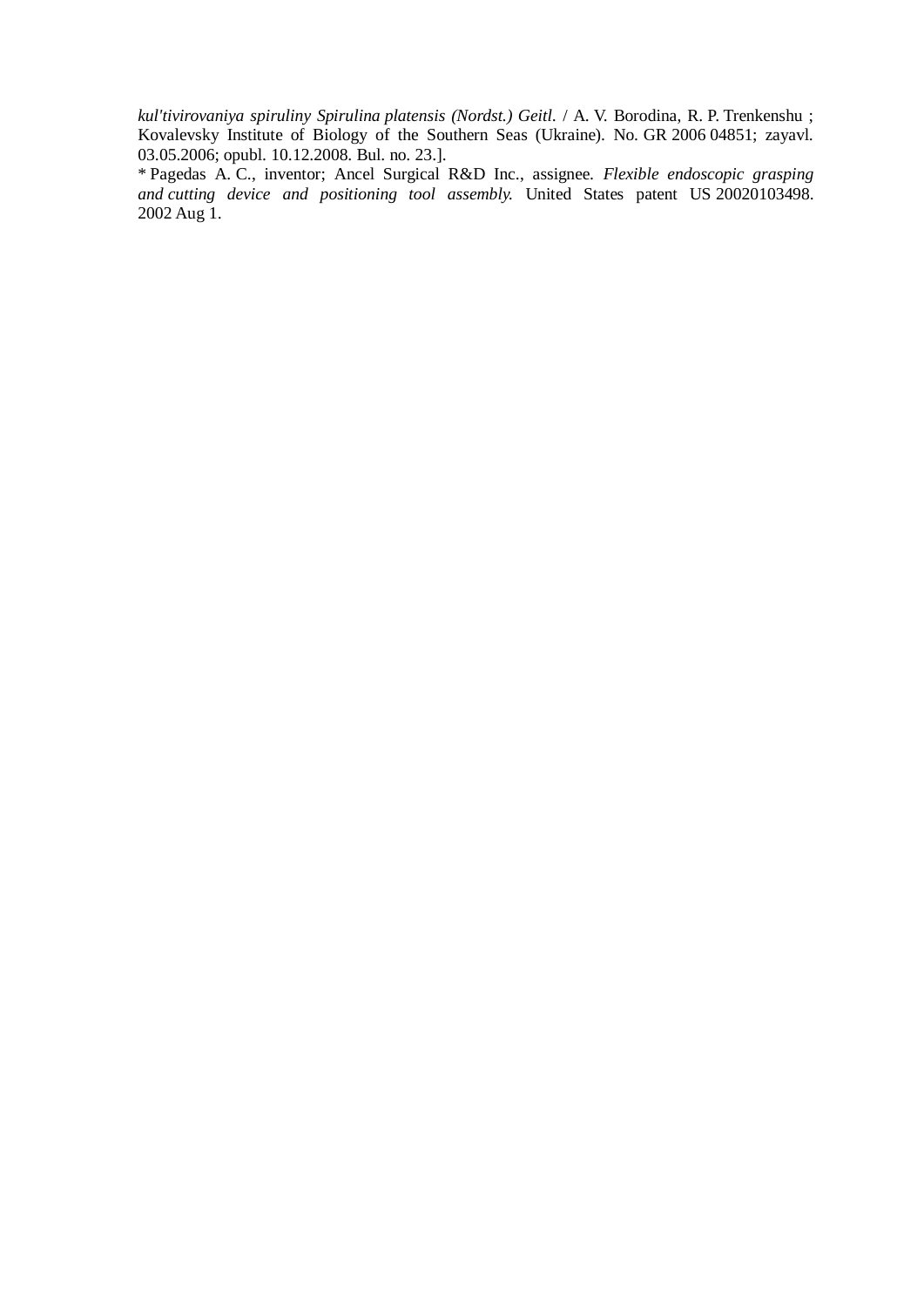*kul'tivirovaniya spiruliny Spirulina platensis (Nordst.) Geitl.* / A. V. Borodina, R. P. Trenkenshu ; Kovalevsky Institute of Biology of the Southern Seas (Ukraine). No. GR 2006 04851; zayavl. 03.05.2006; opubl. 10.12.2008. Bul. no. 23.].

* Pagedas A. C., inventor; Ancel Surgical R&D Inc., assignee. *Flexible endoscopic grasping and cutting device and positioning tool assembly.* United States patent US 20020103498. 2002 Aug 1.